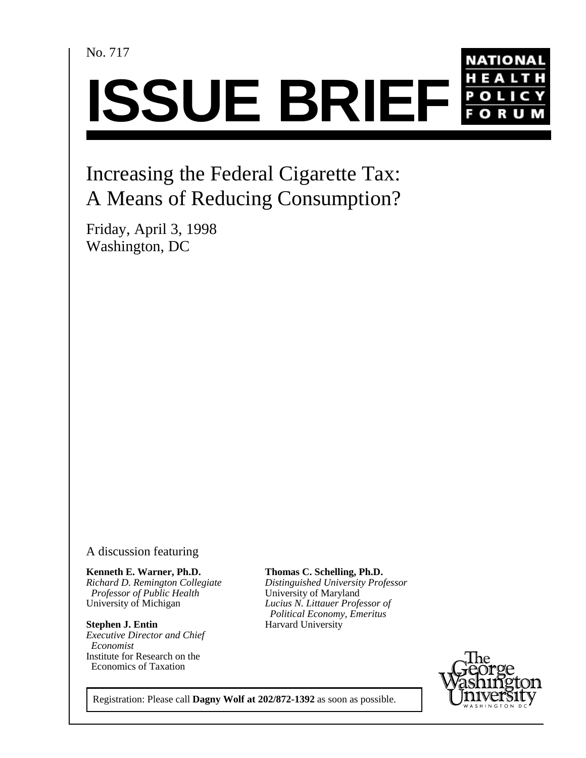No. 717

# ISSUE BRIEF

**NATIONAL HEALTH POLICY FORUM**

## Increasing the Federal Cigarette Tax: A Means of Reducing Consumption?

Friday, April 3, 1998
Washington, DC

A discussion featuring

**Kenneth E. Warner, Ph.D.**
*Richard D. Remington Collegiate Professor of Public Health*
University of Michigan

**Stephen J. Entin**
*Executive Director and Chief Economist*
Institute for Research on the Economics of Taxation

**Thomas C. Schelling, Ph.D.**
*Distinguished University Professor*
University of Maryland
*Lucius N. Littauer Professor of Political Economy, Emeritus*
Harvard University

Registration: Please call **Dagny Wolf at 202/872-1392** as soon as possible.

The George Washington University
WASHINGTON DC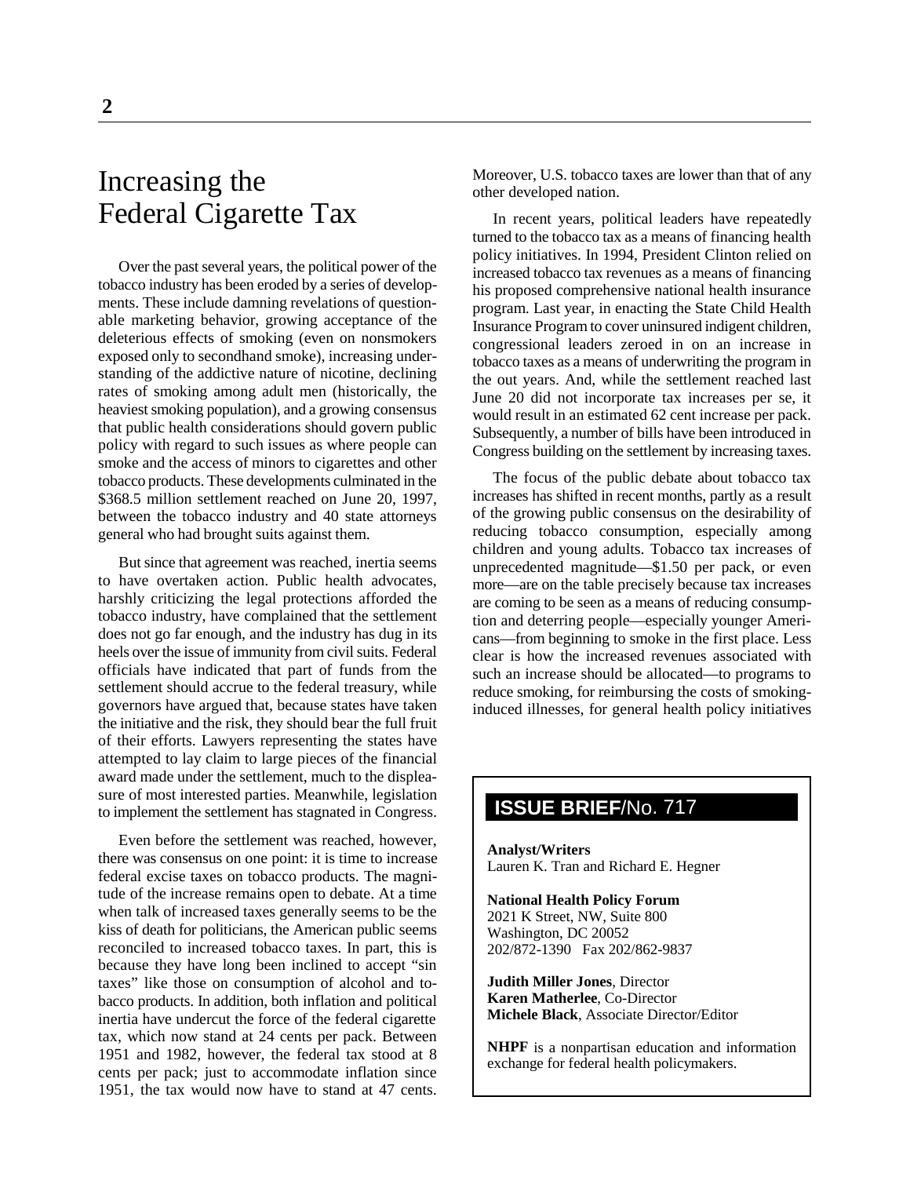# Increasing the Federal Cigarette Tax

Over the past several years, the political power of the tobacco industry has been eroded by a series of developments. These include damning revelations of questionable marketing behavior, growing acceptance of the deleterious effects of smoking (even on nonsmokers exposed only to secondhand smoke), increasing understanding of the addictive nature of nicotine, declining rates of smoking among adult men (historically, the heaviest smoking population), and a growing consensus that public health considerations should govern public policy with regard to such issues as where people can smoke and the access of minors to cigarettes and other tobacco products. These developments culminated in the $368.5 million settlement reached on June 20, 1997, between the tobacco industry and 40 state attorneys general who had brought suits against them.

But since that agreement was reached, inertia seems to have overtaken action. Public health advocates, harshly criticizing the legal protections afforded the tobacco industry, have complained that the settlement does not go far enough, and the industry has dug in its heels over the issue of immunity from civil suits. Federal officials have indicated that part of funds from the settlement should accrue to the federal treasury, while governors have argued that, because states have taken the initiative and the risk, they should bear the full fruit of their efforts. Lawyers representing the states have attempted to lay claim to large pieces of the financial award made under the settlement, much to the displeasure of most interested parties. Meanwhile, legislation to implement the settlement has stagnated in Congress.

Even before the settlement was reached, however, there was consensus on one point: it is time to increase federal excise taxes on tobacco products. The magnitude of the increase remains open to debate. At a time when talk of increased taxes generally seems to be the kiss of death for politicians, the American public seems reconciled to increased tobacco taxes. In part, this is because they have long been inclined to accept "sin taxes" like those on consumption of alcohol and tobacco products. In addition, both inflation and political inertia have undercut the force of the federal cigarette tax, which now stand at 24 cents per pack. Between 1951 and 1982, however, the federal tax stood at 8 cents per pack; just to accommodate inflation since 1951, the tax would now have to stand at 47 cents. Moreover, U.S. tobacco taxes are lower than that of any other developed nation.

In recent years, political leaders have repeatedly turned to the tobacco tax as a means of financing health policy initiatives. In 1994, President Clinton relied on increased tobacco tax revenues as a means of financing his proposed comprehensive national health insurance program. Last year, in enacting the State Child Health Insurance Program to cover uninsured indigent children, congressional leaders zeroed in on an increase in tobacco taxes as a means of underwriting the program in the out years. And, while the settlement reached last June 20 did not incorporate tax increases per se, it would result in an estimated 62 cent increase per pack. Subsequently, a number of bills have been introduced in Congress building on the settlement by increasing taxes.

The focus of the public debate about tobacco tax increases has shifted in recent months, partly as a result of the growing public consensus on the desirability of reducing tobacco consumption, especially among children and young adults. Tobacco tax increases of unprecedented magnitude—$1.50 per pack, or even more—are on the table precisely because tax increases are coming to be seen as a means of reducing consumption and deterring people—especially younger Americans—from beginning to smoke in the first place. Less clear is how the increased revenues associated with such an increase should be allocated—to programs to reduce smoking, for reimbursing the costs of smoking-induced illnesses, for general health policy initiatives

**ISSUE BRIEF/No. 717**

**Analyst/Writers**
Lauren K. Tran and Richard E. Hegner

**National Health Policy Forum**
2021 K Street, NW, Suite 800
Washington, DC 20052
202/872-1390 Fax 202/862-9837

**Judith Miller Jones**, Director
**Karen Matherlee**, Co-Director
**Michele Black**, Associate Director/Editor

**NHPF** is a nonpartisan education and information exchange for federal health policymakers.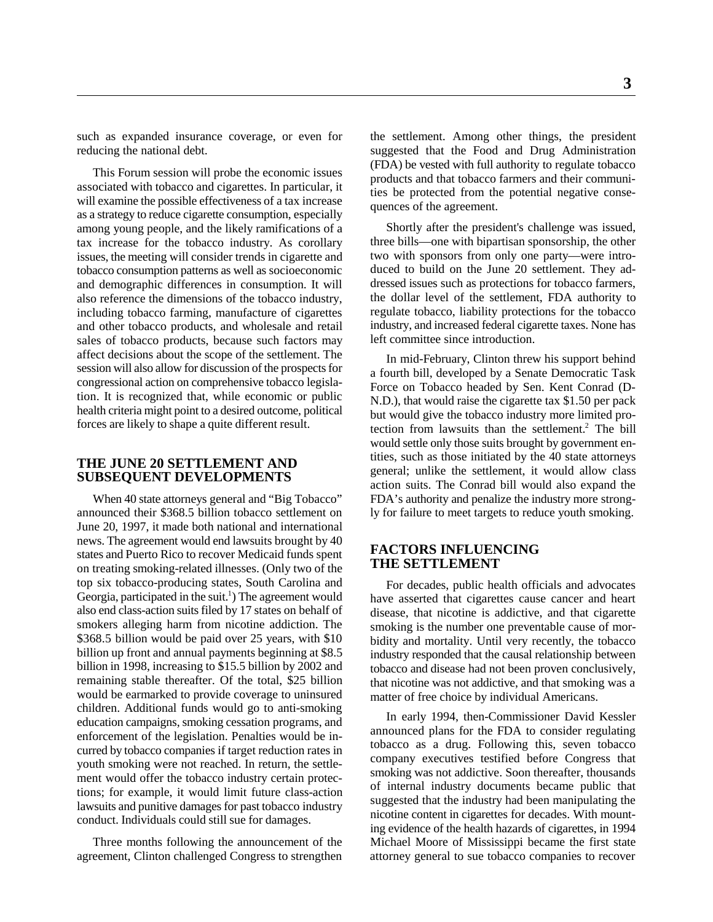such as expanded insurance coverage, or even for reducing the national debt.

This Forum session will probe the economic issues associated with tobacco and cigarettes. In particular, it will examine the possible effectiveness of a tax increase as a strategy to reduce cigarette consumption, especially among young people, and the likely ramifications of a tax increase for the tobacco industry. As corollary issues, the meeting will consider trends in cigarette and tobacco consumption patterns as well as socioeconomic and demographic differences in consumption. It will also reference the dimensions of the tobacco industry, including tobacco farming, manufacture of cigarettes and other tobacco products, and wholesale and retail sales of tobacco products, because such factors may affect decisions about the scope of the settlement. The session will also allow for discussion of the prospects for congressional action on comprehensive tobacco legislation. It is recognized that, while economic or public health criteria might point to a desired outcome, political forces are likely to shape a quite different result.

## THE JUNE 20 SETTLEMENT AND SUBSEQUENT DEVELOPMENTS

When 40 state attorneys general and "Big Tobacco" announced their $368.5 billion tobacco settlement on June 20, 1997, it made both national and international news. The agreement would end lawsuits brought by 40 states and Puerto Rico to recover Medicaid funds spent on treating smoking-related illnesses. (Only two of the top six tobacco-producing states, South Carolina and Georgia, participated in the suit.[1]) The agreement would also end class-action suits filed by 17 states on behalf of smokers alleging harm from nicotine addiction. The $368.5 billion would be paid over 25 years, with $10 billion up front and annual payments beginning at $8.5 billion in 1998, increasing to $15.5 billion by 2002 and remaining stable thereafter. Of the total, $25 billion would be earmarked to provide coverage to uninsured children. Additional funds would go to anti-smoking education campaigns, smoking cessation programs, and enforcement of the legislation. Penalties would be incurred by tobacco companies if target reduction rates in youth smoking were not reached. In return, the settlement would offer the tobacco industry certain protections; for example, it would limit future class-action lawsuits and punitive damages for past tobacco industry conduct. Individuals could still sue for damages.

Three months following the announcement of the agreement, Clinton challenged Congress to strengthen the settlement. Among other things, the president suggested that the Food and Drug Administration (FDA) be vested with full authority to regulate tobacco products and that tobacco farmers and their communities be protected from the potential negative consequences of the agreement.

Shortly after the president's challenge was issued, three bills—one with bipartisan sponsorship, the other two with sponsors from only one party—were introduced to build on the June 20 settlement. They addressed issues such as protections for tobacco farmers, the dollar level of the settlement, FDA authority to regulate tobacco, liability protections for the tobacco industry, and increased federal cigarette taxes. None has left committee since introduction.

In mid-February, Clinton threw his support behind a fourth bill, developed by a Senate Democratic Task Force on Tobacco headed by Sen. Kent Conrad (D-N.D.), that would raise the cigarette tax $1.50 per pack but would give the tobacco industry more limited protection from lawsuits than the settlement.[2] The bill would settle only those suits brought by government entities, such as those initiated by the 40 state attorneys general; unlike the settlement, it would allow class action suits. The Conrad bill would also expand the FDA's authority and penalize the industry more strongly for failure to meet targets to reduce youth smoking.

## FACTORS INFLUENCING THE SETTLEMENT

For decades, public health officials and advocates have asserted that cigarettes cause cancer and heart disease, that nicotine is addictive, and that cigarette smoking is the number one preventable cause of morbidity and mortality. Until very recently, the tobacco industry responded that the causal relationship between tobacco and disease had not been proven conclusively, that nicotine was not addictive, and that smoking was a matter of free choice by individual Americans.

In early 1994, then-Commissioner David Kessler announced plans for the FDA to consider regulating tobacco as a drug. Following this, seven tobacco company executives testified before Congress that smoking was not addictive. Soon thereafter, thousands of internal industry documents became public that suggested that the industry had been manipulating the nicotine content in cigarettes for decades. With mounting evidence of the health hazards of cigarettes, in 1994 Michael Moore of Mississippi became the first state attorney general to sue tobacco companies to recover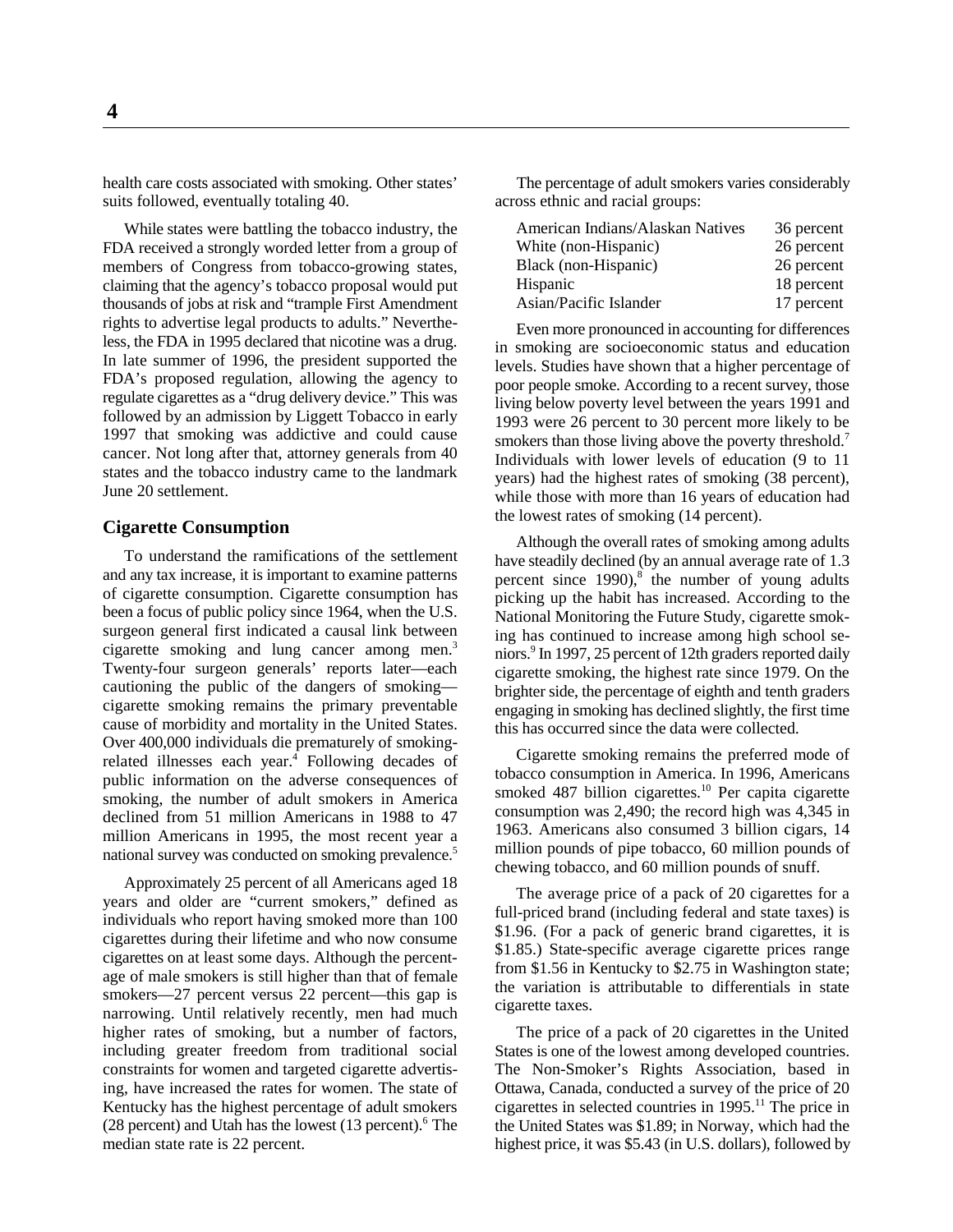health care costs associated with smoking. Other states' suits followed, eventually totaling 40.

While states were battling the tobacco industry, the FDA received a strongly worded letter from a group of members of Congress from tobacco-growing states, claiming that the agency's tobacco proposal would put thousands of jobs at risk and "trample First Amendment rights to advertise legal products to adults." Nevertheless, the FDA in 1995 declared that nicotine was a drug. In late summer of 1996, the president supported the FDA's proposed regulation, allowing the agency to regulate cigarettes as a "drug delivery device." This was followed by an admission by Liggett Tobacco in early 1997 that smoking was addictive and could cause cancer. Not long after that, attorney generals from 40 states and the tobacco industry came to the landmark June 20 settlement.

## Cigarette Consumption

To understand the ramifications of the settlement and any tax increase, it is important to examine patterns of cigarette consumption. Cigarette consumption has been a focus of public policy since 1964, when the U.S. surgeon general first indicated a causal link between cigarette smoking and lung cancer among men.[3] Twenty-four surgeon generals' reports later—each cautioning the public of the dangers of smoking—cigarette smoking remains the primary preventable cause of morbidity and mortality in the United States. Over 400,000 individuals die prematurely of smoking-related illnesses each year.[4] Following decades of public information on the adverse consequences of smoking, the number of adult smokers in America declined from 51 million Americans in 1988 to 47 million Americans in 1995, the most recent year a national survey was conducted on smoking prevalence.[5]

Approximately 25 percent of all Americans aged 18 years and older are "current smokers," defined as individuals who report having smoked more than 100 cigarettes during their lifetime and who now consume cigarettes on at least some days. Although the percentage of male smokers is still higher than that of female smokers—27 percent versus 22 percent—this gap is narrowing. Until relatively recently, men had much higher rates of smoking, but a number of factors, including greater freedom from traditional social constraints for women and targeted cigarette advertising, have increased the rates for women. The state of Kentucky has the highest percentage of adult smokers (28 percent) and Utah has the lowest (13 percent).[6] The median state rate is 22 percent.

The percentage of adult smokers varies considerably across ethnic and racial groups:

| | |
|---|---|
| American Indians/Alaskan Natives | 36 percent |
| White (non-Hispanic) | 26 percent |
| Black (non-Hispanic) | 26 percent |
| Hispanic | 18 percent |
| Asian/Pacific Islander | 17 percent |

Even more pronounced in accounting for differences in smoking are socioeconomic status and education levels. Studies have shown that a higher percentage of poor people smoke. According to a recent survey, those living below poverty level between the years 1991 and 1993 were 26 percent to 30 percent more likely to be smokers than those living above the poverty threshold.[7] Individuals with lower levels of education (9 to 11 years) had the highest rates of smoking (38 percent), while those with more than 16 years of education had the lowest rates of smoking (14 percent).

Although the overall rates of smoking among adults have steadily declined (by an annual average rate of 1.3 percent since 1990),[8] the number of young adults picking up the habit has increased. According to the National Monitoring the Future Study, cigarette smoking has continued to increase among high school seniors.[9] In 1997, 25 percent of 12th graders reported daily cigarette smoking, the highest rate since 1979. On the brighter side, the percentage of eighth and tenth graders engaging in smoking has declined slightly, the first time this has occurred since the data were collected.

Cigarette smoking remains the preferred mode of tobacco consumption in America. In 1996, Americans smoked 487 billion cigarettes.[10] Per capita cigarette consumption was 2,490; the record high was 4,345 in 1963. Americans also consumed 3 billion cigars, 14 million pounds of pipe tobacco, 60 million pounds of chewing tobacco, and 60 million pounds of snuff.

The average price of a pack of 20 cigarettes for a full-priced brand (including federal and state taxes) is \$1.96. (For a pack of generic brand cigarettes, it is \$1.85.) State-specific average cigarette prices range from \$1.56 in Kentucky to \$2.75 in Washington state; the variation is attributable to differentials in state cigarette taxes.

The price of a pack of 20 cigarettes in the United States is one of the lowest among developed countries. The Non-Smoker's Rights Association, based in Ottawa, Canada, conducted a survey of the price of 20 cigarettes in selected countries in 1995.[11] The price in the United States was \$1.89; in Norway, which had the highest price, it was \$5.43 (in U.S. dollars), followed by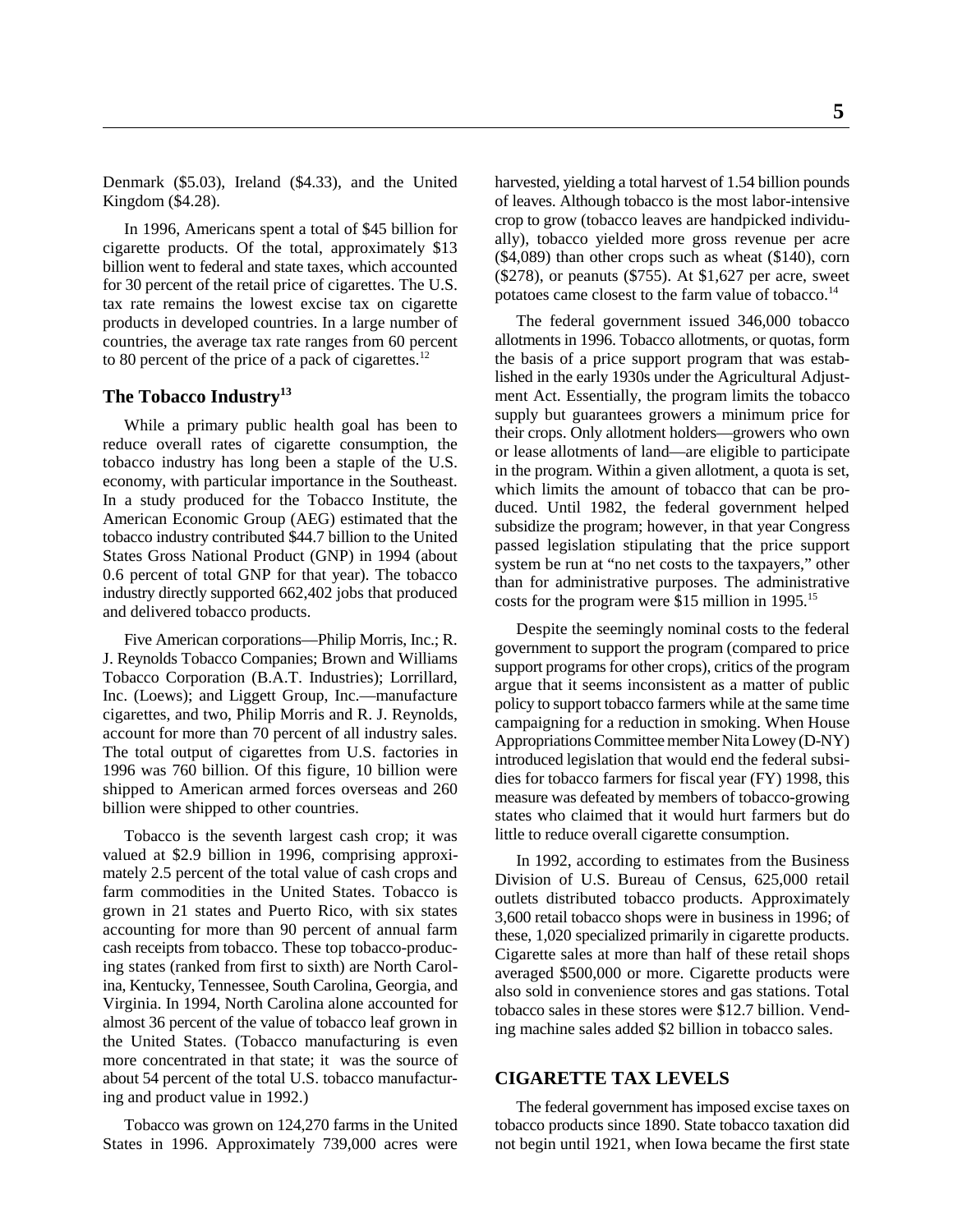Denmark ($5.03), Ireland ($4.33), and the United Kingdom ($4.28).

In 1996, Americans spent a total of $45 billion for cigarette products. Of the total, approximately $13 billion went to federal and state taxes, which accounted for 30 percent of the retail price of cigarettes. The U.S. tax rate remains the lowest excise tax on cigarette products in developed countries. In a large number of countries, the average tax rate ranges from 60 percent to 80 percent of the price of a pack of cigarettes.[12]

### The Tobacco Industry[13]

While a primary public health goal has been to reduce overall rates of cigarette consumption, the tobacco industry has long been a staple of the U.S. economy, with particular importance in the Southeast. In a study produced for the Tobacco Institute, the American Economic Group (AEG) estimated that the tobacco industry contributed $44.7 billion to the United States Gross National Product (GNP) in 1994 (about 0.6 percent of total GNP for that year). The tobacco industry directly supported 662,402 jobs that produced and delivered tobacco products.

Five American corporations—Philip Morris, Inc.; R. J. Reynolds Tobacco Companies; Brown and Williams Tobacco Corporation (B.A.T. Industries); Lorrillard, Inc. (Loews); and Liggett Group, Inc.—manufacture cigarettes, and two, Philip Morris and R. J. Reynolds, account for more than 70 percent of all industry sales. The total output of cigarettes from U.S. factories in 1996 was 760 billion. Of this figure, 10 billion were shipped to American armed forces overseas and 260 billion were shipped to other countries.

Tobacco is the seventh largest cash crop; it was valued at $2.9 billion in 1996, comprising approximately 2.5 percent of the total value of cash crops and farm commodities in the United States. Tobacco is grown in 21 states and Puerto Rico, with six states accounting for more than 90 percent of annual farm cash receipts from tobacco. These top tobacco-producing states (ranked from first to sixth) are North Carolina, Kentucky, Tennessee, South Carolina, Georgia, and Virginia. In 1994, North Carolina alone accounted for almost 36 percent of the value of tobacco leaf grown in the United States. (Tobacco manufacturing is even more concentrated in that state; it was the source of about 54 percent of the total U.S. tobacco manufacturing and product value in 1992.)

Tobacco was grown on 124,270 farms in the United States in 1996. Approximately 739,000 acres were harvested, yielding a total harvest of 1.54 billion pounds of leaves. Although tobacco is the most labor-intensive crop to grow (tobacco leaves are handpicked individually), tobacco yielded more gross revenue per acre ($4,089) than other crops such as wheat ($140), corn ($278), or peanuts ($755). At $1,627 per acre, sweet potatoes came closest to the farm value of tobacco.[14]

The federal government issued 346,000 tobacco allotments in 1996. Tobacco allotments, or quotas, form the basis of a price support program that was established in the early 1930s under the Agricultural Adjustment Act. Essentially, the program limits the tobacco supply but guarantees growers a minimum price for their crops. Only allotment holders—growers who own or lease allotments of land—are eligible to participate in the program. Within a given allotment, a quota is set, which limits the amount of tobacco that can be produced. Until 1982, the federal government helped subsidize the program; however, in that year Congress passed legislation stipulating that the price support system be run at "no net costs to the taxpayers," other than for administrative purposes. The administrative costs for the program were $15 million in 1995.[15]

Despite the seemingly nominal costs to the federal government to support the program (compared to price support programs for other crops), critics of the program argue that it seems inconsistent as a matter of public policy to support tobacco farmers while at the same time campaigning for a reduction in smoking. When House Appropriations Committee member Nita Lowey (D-NY) introduced legislation that would end the federal subsidies for tobacco farmers for fiscal year (FY) 1998, this measure was defeated by members of tobacco-growing states who claimed that it would hurt farmers but do little to reduce overall cigarette consumption.

In 1992, according to estimates from the Business Division of U.S. Bureau of Census, 625,000 retail outlets distributed tobacco products. Approximately 3,600 retail tobacco shops were in business in 1996; of these, 1,020 specialized primarily in cigarette products. Cigarette sales at more than half of these retail shops averaged $500,000 or more. Cigarette products were also sold in convenience stores and gas stations. Total tobacco sales in these stores were $12.7 billion. Vending machine sales added $2 billion in tobacco sales.

## CIGARETTE TAX LEVELS

The federal government has imposed excise taxes on tobacco products since 1890. State tobacco taxation did not begin until 1921, when Iowa became the first state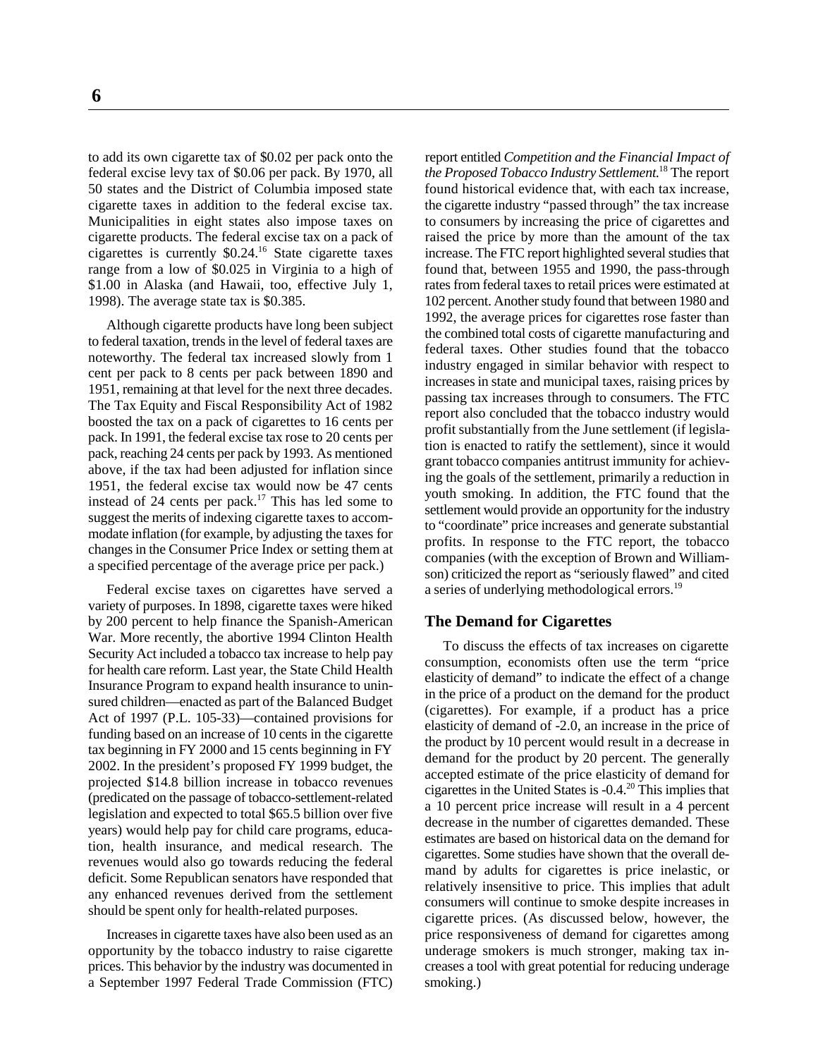to add its own cigarette tax of $0.02 per pack onto the federal excise levy tax of $0.06 per pack. By 1970, all 50 states and the District of Columbia imposed state cigarette taxes in addition to the federal excise tax. Municipalities in eight states also impose taxes on cigarette products. The federal excise tax on a pack of cigarettes is currently $0.24.[16] State cigarette taxes range from a low of $0.025 in Virginia to a high of $1.00 in Alaska (and Hawaii, too, effective July 1, 1998). The average state tax is $0.385.

Although cigarette products have long been subject to federal taxation, trends in the level of federal taxes are noteworthy. The federal tax increased slowly from 1 cent per pack to 8 cents per pack between 1890 and 1951, remaining at that level for the next three decades. The Tax Equity and Fiscal Responsibility Act of 1982 boosted the tax on a pack of cigarettes to 16 cents per pack. In 1991, the federal excise tax rose to 20 cents per pack, reaching 24 cents per pack by 1993. As mentioned above, if the tax had been adjusted for inflation since 1951, the federal excise tax would now be 47 cents instead of 24 cents per pack.[17] This has led some to suggest the merits of indexing cigarette taxes to accommodate inflation (for example, by adjusting the taxes for changes in the Consumer Price Index or setting them at a specified percentage of the average price per pack.)

Federal excise taxes on cigarettes have served a variety of purposes. In 1898, cigarette taxes were hiked by 200 percent to help finance the Spanish-American War. More recently, the abortive 1994 Clinton Health Security Act included a tobacco tax increase to help pay for health care reform. Last year, the State Child Health Insurance Program to expand health insurance to uninsured children—enacted as part of the Balanced Budget Act of 1997 (P.L. 105-33)—contained provisions for funding based on an increase of 10 cents in the cigarette tax beginning in FY 2000 and 15 cents beginning in FY 2002. In the president's proposed FY 1999 budget, the projected $14.8 billion increase in tobacco revenues (predicated on the passage of tobacco-settlement-related legislation and expected to total $65.5 billion over five years) would help pay for child care programs, education, health insurance, and medical research. The revenues would also go towards reducing the federal deficit. Some Republican senators have responded that any enhanced revenues derived from the settlement should be spent only for health-related purposes.

Increases in cigarette taxes have also been used as an opportunity by the tobacco industry to raise cigarette prices. This behavior by the industry was documented in a September 1997 Federal Trade Commission (FTC) report entitled *Competition and the Financial Impact of the Proposed Tobacco Industry Settlement.*[18] The report found historical evidence that, with each tax increase, the cigarette industry "passed through" the tax increase to consumers by increasing the price of cigarettes and raised the price by more than the amount of the tax increase. The FTC report highlighted several studies that found that, between 1955 and 1990, the pass-through rates from federal taxes to retail prices were estimated at 102 percent. Another study found that between 1980 and 1992, the average prices for cigarettes rose faster than the combined total costs of cigarette manufacturing and federal taxes. Other studies found that the tobacco industry engaged in similar behavior with respect to increases in state and municipal taxes, raising prices by passing tax increases through to consumers. The FTC report also concluded that the tobacco industry would profit substantially from the June settlement (if legislation is enacted to ratify the settlement), since it would grant tobacco companies antitrust immunity for achieving the goals of the settlement, primarily a reduction in youth smoking. In addition, the FTC found that the settlement would provide an opportunity for the industry to "coordinate" price increases and generate substantial profits. In response to the FTC report, the tobacco companies (with the exception of Brown and Williamson) criticized the report as "seriously flawed" and cited a series of underlying methodological errors.[19]

## The Demand for Cigarettes

To discuss the effects of tax increases on cigarette consumption, economists often use the term "price elasticity of demand" to indicate the effect of a change in the price of a product on the demand for the product (cigarettes). For example, if a product has a price elasticity of demand of -2.0, an increase in the price of the product by 10 percent would result in a decrease in demand for the product by 20 percent. The generally accepted estimate of the price elasticity of demand for cigarettes in the United States is -0.4.[20] This implies that a 10 percent price increase will result in a 4 percent decrease in the number of cigarettes demanded. These estimates are based on historical data on the demand for cigarettes. Some studies have shown that the overall demand by adults for cigarettes is price inelastic, or relatively insensitive to price. This implies that adult consumers will continue to smoke despite increases in cigarette prices. (As discussed below, however, the price responsiveness of demand for cigarettes among underage smokers is much stronger, making tax increases a tool with great potential for reducing underage smoking.)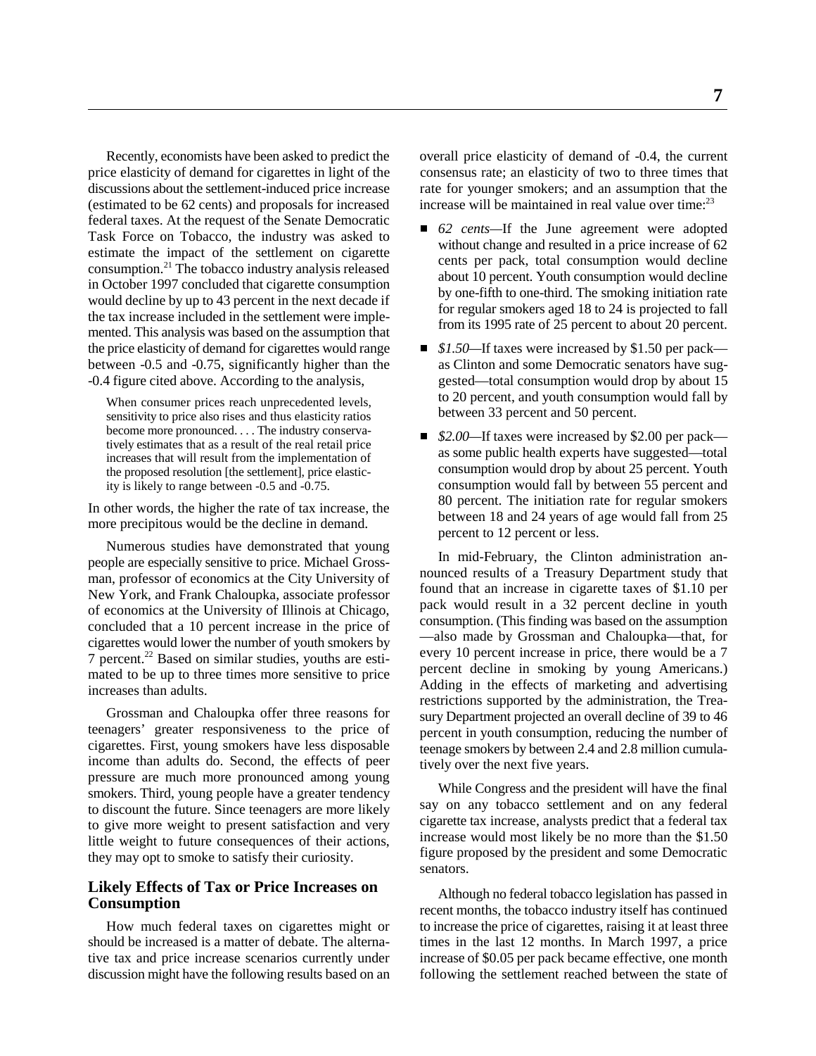Recently, economists have been asked to predict the price elasticity of demand for cigarettes in light of the discussions about the settlement-induced price increase (estimated to be 62 cents) and proposals for increased federal taxes. At the request of the Senate Democratic Task Force on Tobacco, the industry was asked to estimate the impact of the settlement on cigarette consumption.[21] The tobacco industry analysis released in October 1997 concluded that cigarette consumption would decline by up to 43 percent in the next decade if the tax increase included in the settlement were implemented. This analysis was based on the assumption that the price elasticity of demand for cigarettes would range between -0.5 and -0.75, significantly higher than the -0.4 figure cited above. According to the analysis,

> When consumer prices reach unprecedented levels, sensitivity to price also rises and thus elasticity ratios become more pronounced. . . . The industry conservatively estimates that as a result of the real retail price increases that will result from the implementation of the proposed resolution [the settlement], price elasticity is likely to range between -0.5 and -0.75.

In other words, the higher the rate of tax increase, the more precipitous would be the decline in demand.

Numerous studies have demonstrated that young people are especially sensitive to price. Michael Grossman, professor of economics at the City University of New York, and Frank Chaloupka, associate professor of economics at the University of Illinois at Chicago, concluded that a 10 percent increase in the price of cigarettes would lower the number of youth smokers by 7 percent.[22] Based on similar studies, youths are estimated to be up to three times more sensitive to price increases than adults.

Grossman and Chaloupka offer three reasons for teenagers' greater responsiveness to the price of cigarettes. First, young smokers have less disposable income than adults do. Second, the effects of peer pressure are much more pronounced among young smokers. Third, young people have a greater tendency to discount the future. Since teenagers are more likely to give more weight to present satisfaction and very little weight to future consequences of their actions, they may opt to smoke to satisfy their curiosity.

## Likely Effects of Tax or Price Increases on Consumption

How much federal taxes on cigarettes might or should be increased is a matter of debate. The alternative tax and price increase scenarios currently under discussion might have the following results based on an overall price elasticity of demand of -0.4, the current consensus rate; an elasticity of two to three times that rate for younger smokers; and an assumption that the increase will be maintained in real value over time:[23]

- *62 cents*—If the June agreement were adopted without change and resulted in a price increase of 62 cents per pack, total consumption would decline about 10 percent. Youth consumption would decline by one-fifth to one-third. The smoking initiation rate for regular smokers aged 18 to 24 is projected to fall from its 1995 rate of 25 percent to about 20 percent.
- *$1.50*—If taxes were increased by $1.50 per pack—as Clinton and some Democratic senators have suggested—total consumption would drop by about 15 to 20 percent, and youth consumption would fall by between 33 percent and 50 percent.
- *$2.00*—If taxes were increased by $2.00 per pack—as some public health experts have suggested—total consumption would drop by about 25 percent. Youth consumption would fall by between 55 percent and 80 percent. The initiation rate for regular smokers between 18 and 24 years of age would fall from 25 percent to 12 percent or less.

In mid-February, the Clinton administration announced results of a Treasury Department study that found that an increase in cigarette taxes of $1.10 per pack would result in a 32 percent decline in youth consumption. (This finding was based on the assumption—also made by Grossman and Chaloupka—that, for every 10 percent increase in price, there would be a 7 percent decline in smoking by young Americans.) Adding in the effects of marketing and advertising restrictions supported by the administration, the Treasury Department projected an overall decline of 39 to 46 percent in youth consumption, reducing the number of teenage smokers by between 2.4 and 2.8 million cumulatively over the next five years.

While Congress and the president will have the final say on any tobacco settlement and on any federal cigarette tax increase, analysts predict that a federal tax increase would most likely be no more than the $1.50 figure proposed by the president and some Democratic senators.

Although no federal tobacco legislation has passed in recent months, the tobacco industry itself has continued to increase the price of cigarettes, raising it at least three times in the last 12 months. In March 1997, a price increase of $0.05 per pack became effective, one month following the settlement reached between the state of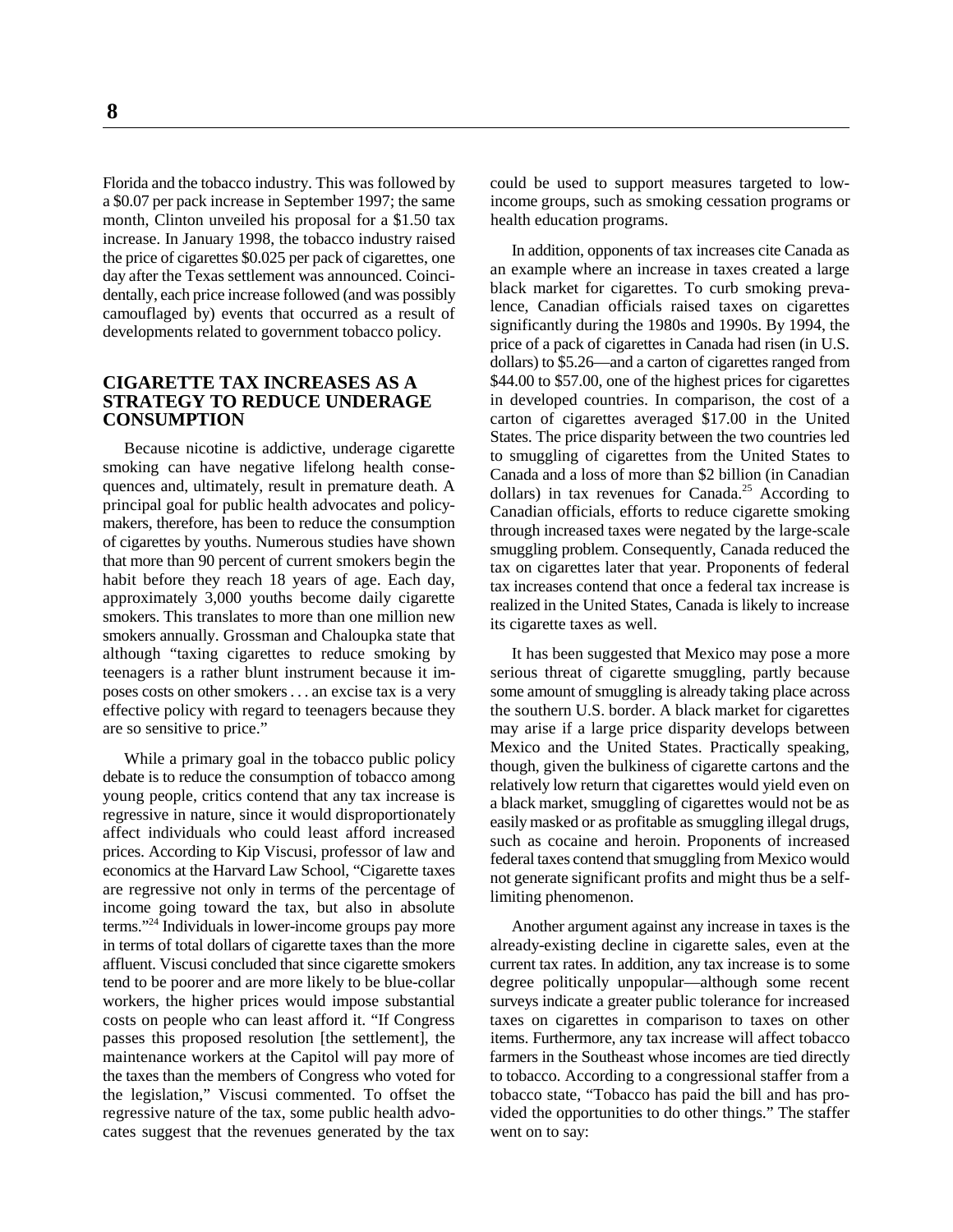Florida and the tobacco industry. This was followed by a $0.07 per pack increase in September 1997; the same month, Clinton unveiled his proposal for a $1.50 tax increase. In January 1998, the tobacco industry raised the price of cigarettes $0.025 per pack of cigarettes, one day after the Texas settlement was announced. Coincidentally, each price increase followed (and was possibly camouflaged by) events that occurred as a result of developments related to government tobacco policy.

## CIGARETTE TAX INCREASES AS A STRATEGY TO REDUCE UNDERAGE CONSUMPTION

Because nicotine is addictive, underage cigarette smoking can have negative lifelong health consequences and, ultimately, result in premature death. A principal goal for public health advocates and policymakers, therefore, has been to reduce the consumption of cigarettes by youths. Numerous studies have shown that more than 90 percent of current smokers begin the habit before they reach 18 years of age. Each day, approximately 3,000 youths become daily cigarette smokers. This translates to more than one million new smokers annually. Grossman and Chaloupka state that although "taxing cigarettes to reduce smoking by teenagers is a rather blunt instrument because it imposes costs on other smokers . . . an excise tax is a very effective policy with regard to teenagers because they are so sensitive to price."

While a primary goal in the tobacco public policy debate is to reduce the consumption of tobacco among young people, critics contend that any tax increase is regressive in nature, since it would disproportionately affect individuals who could least afford increased prices. According to Kip Viscusi, professor of law and economics at the Harvard Law School, "Cigarette taxes are regressive not only in terms of the percentage of income going toward the tax, but also in absolute terms."[24] Individuals in lower-income groups pay more in terms of total dollars of cigarette taxes than the more affluent. Viscusi concluded that since cigarette smokers tend to be poorer and are more likely to be blue-collar workers, the higher prices would impose substantial costs on people who can least afford it. "If Congress passes this proposed resolution [the settlement], the maintenance workers at the Capitol will pay more of the taxes than the members of Congress who voted for the legislation," Viscusi commented. To offset the regressive nature of the tax, some public health advocates suggest that the revenues generated by the tax could be used to support measures targeted to low-income groups, such as smoking cessation programs or health education programs.

In addition, opponents of tax increases cite Canada as an example where an increase in taxes created a large black market for cigarettes. To curb smoking prevalence, Canadian officials raised taxes on cigarettes significantly during the 1980s and 1990s. By 1994, the price of a pack of cigarettes in Canada had risen (in U.S. dollars) to $5.26—and a carton of cigarettes ranged from $44.00 to $57.00, one of the highest prices for cigarettes in developed countries. In comparison, the cost of a carton of cigarettes averaged $17.00 in the United States. The price disparity between the two countries led to smuggling of cigarettes from the United States to Canada and a loss of more than $2 billion (in Canadian dollars) in tax revenues for Canada.[25] According to Canadian officials, efforts to reduce cigarette smoking through increased taxes were negated by the large-scale smuggling problem. Consequently, Canada reduced the tax on cigarettes later that year. Proponents of federal tax increases contend that once a federal tax increase is realized in the United States, Canada is likely to increase its cigarette taxes as well.

It has been suggested that Mexico may pose a more serious threat of cigarette smuggling, partly because some amount of smuggling is already taking place across the southern U.S. border. A black market for cigarettes may arise if a large price disparity develops between Mexico and the United States. Practically speaking, though, given the bulkiness of cigarette cartons and the relatively low return that cigarettes would yield even on a black market, smuggling of cigarettes would not be as easily masked or as profitable as smuggling illegal drugs, such as cocaine and heroin. Proponents of increased federal taxes contend that smuggling from Mexico would not generate significant profits and might thus be a self-limiting phenomenon.

Another argument against any increase in taxes is the already-existing decline in cigarette sales, even at the current tax rates. In addition, any tax increase is to some degree politically unpopular—although some recent surveys indicate a greater public tolerance for increased taxes on cigarettes in comparison to taxes on other items. Furthermore, any tax increase will affect tobacco farmers in the Southeast whose incomes are tied directly to tobacco. According to a congressional staffer from a tobacco state, "Tobacco has paid the bill and has provided the opportunities to do other things." The staffer went on to say: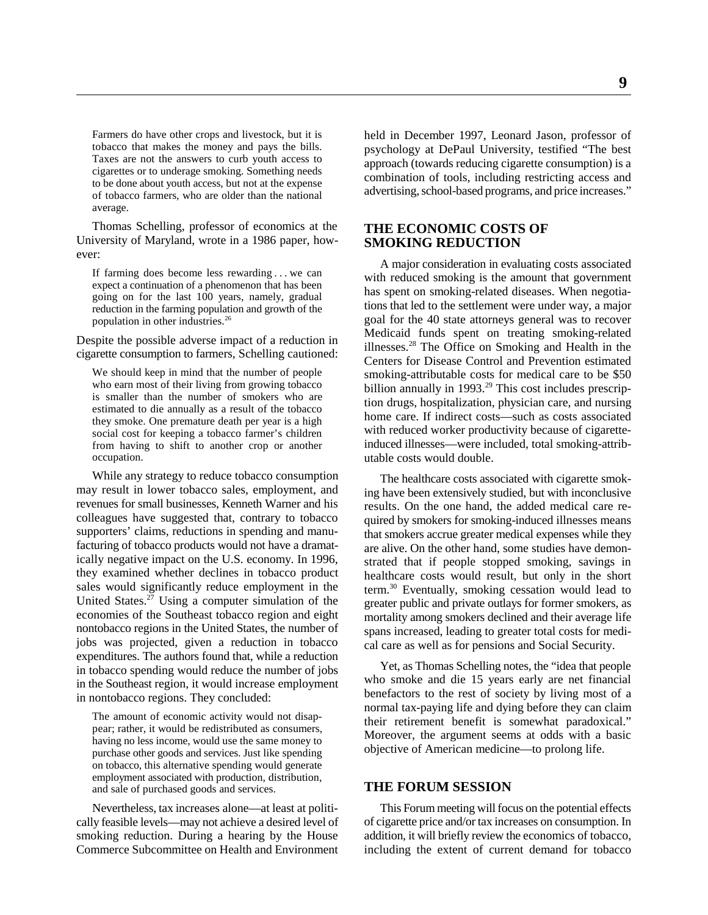> Farmers do have other crops and livestock, but it is tobacco that makes the money and pays the bills. Taxes are not the answers to curb youth access to cigarettes or to underage smoking. Something needs to be done about youth access, but not at the expense of tobacco farmers, who are older than the national average.

Thomas Schelling, professor of economics at the University of Maryland, wrote in a 1986 paper, however:

> If farming does become less rewarding . . . we can expect a continuation of a phenomenon that has been going on for the last 100 years, namely, gradual reduction in the farming population and growth of the population in other industries.[26]

Despite the possible adverse impact of a reduction in cigarette consumption to farmers, Schelling cautioned:

> We should keep in mind that the number of people who earn most of their living from growing tobacco is smaller than the number of smokers who are estimated to die annually as a result of the tobacco they smoke. One premature death per year is a high social cost for keeping a tobacco farmer's children from having to shift to another crop or another occupation.

While any strategy to reduce tobacco consumption may result in lower tobacco sales, employment, and revenues for small businesses, Kenneth Warner and his colleagues have suggested that, contrary to tobacco supporters' claims, reductions in spending and manufacturing of tobacco products would not have a dramatically negative impact on the U.S. economy. In 1996, they examined whether declines in tobacco product sales would significantly reduce employment in the United States.[27] Using a computer simulation of the economies of the Southeast tobacco region and eight nontobacco regions in the United States, the number of jobs was projected, given a reduction in tobacco expenditures. The authors found that, while a reduction in tobacco spending would reduce the number of jobs in the Southeast region, it would increase employment in nontobacco regions. They concluded:

> The amount of economic activity would not disappear; rather, it would be redistributed as consumers, having no less income, would use the same money to purchase other goods and services. Just like spending on tobacco, this alternative spending would generate employment associated with production, distribution, and sale of purchased goods and services.

Nevertheless, tax increases alone—at least at politically feasible levels—may not achieve a desired level of smoking reduction. During a hearing by the House Commerce Subcommittee on Health and Environment held in December 1997, Leonard Jason, professor of psychology at DePaul University, testified "The best approach (towards reducing cigarette consumption) is a combination of tools, including restricting access and advertising, school-based programs, and price increases."

## THE ECONOMIC COSTS OF SMOKING REDUCTION

A major consideration in evaluating costs associated with reduced smoking is the amount that government has spent on smoking-related diseases. When negotiations that led to the settlement were under way, a major goal for the 40 state attorneys general was to recover Medicaid funds spent on treating smoking-related illnesses.[28] The Office on Smoking and Health in the Centers for Disease Control and Prevention estimated smoking-attributable costs for medical care to be $50 billion annually in 1993.[29] This cost includes prescription drugs, hospitalization, physician care, and nursing home care. If indirect costs—such as costs associated with reduced worker productivity because of cigarette-induced illnesses—were included, total smoking-attributable costs would double.

The healthcare costs associated with cigarette smoking have been extensively studied, but with inconclusive results. On the one hand, the added medical care required by smokers for smoking-induced illnesses means that smokers accrue greater medical expenses while they are alive. On the other hand, some studies have demonstrated that if people stopped smoking, savings in healthcare costs would result, but only in the short term.[30] Eventually, smoking cessation would lead to greater public and private outlays for former smokers, as mortality among smokers declined and their average life spans increased, leading to greater total costs for medical care as well as for pensions and Social Security.

Yet, as Thomas Schelling notes, the "idea that people who smoke and die 15 years early are net financial benefactors to the rest of society by living most of a normal tax-paying life and dying before they can claim their retirement benefit is somewhat paradoxical." Moreover, the argument seems at odds with a basic objective of American medicine—to prolong life.

## THE FORUM SESSION

This Forum meeting will focus on the potential effects of cigarette price and/or tax increases on consumption. In addition, it will briefly review the economics of tobacco, including the extent of current demand for tobacco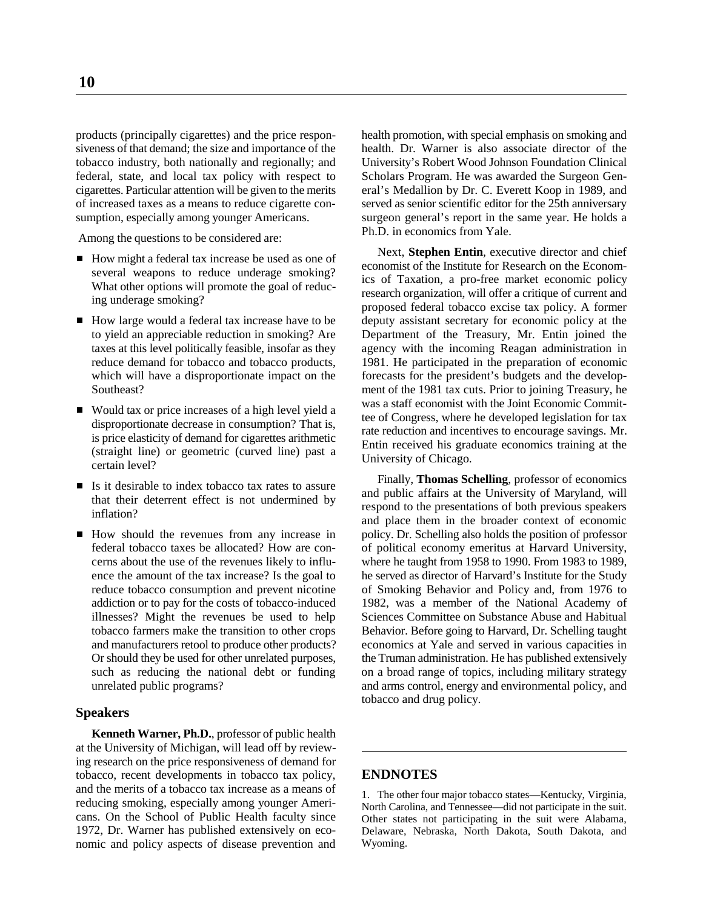products (principally cigarettes) and the price responsiveness of that demand; the size and importance of the tobacco industry, both nationally and regionally; and federal, state, and local tax policy with respect to cigarettes. Particular attention will be given to the merits of increased taxes as a means to reduce cigarette consumption, especially among younger Americans.

Among the questions to be considered are:

- How might a federal tax increase be used as one of several weapons to reduce underage smoking? What other options will promote the goal of reducing underage smoking?
- How large would a federal tax increase have to be to yield an appreciable reduction in smoking? Are taxes at this level politically feasible, insofar as they reduce demand for tobacco and tobacco products, which will have a disproportionate impact on the Southeast?
- Would tax or price increases of a high level yield a disproportionate decrease in consumption? That is, is price elasticity of demand for cigarettes arithmetic (straight line) or geometric (curved line) past a certain level?
- Is it desirable to index tobacco tax rates to assure that their deterrent effect is not undermined by inflation?
- How should the revenues from any increase in federal tobacco taxes be allocated? How are concerns about the use of the revenues likely to influence the amount of the tax increase? Is the goal to reduce tobacco consumption and prevent nicotine addiction or to pay for the costs of tobacco-induced illnesses? Might the revenues be used to help tobacco farmers make the transition to other crops and manufacturers retool to produce other products? Or should they be used for other unrelated purposes, such as reducing the national debt or funding unrelated public programs?

## Speakers

**Kenneth Warner, Ph.D.**, professor of public health at the University of Michigan, will lead off by reviewing research on the price responsiveness of demand for tobacco, recent developments in tobacco tax policy, and the merits of a tobacco tax increase as a means of reducing smoking, especially among younger Americans. On the School of Public Health faculty since 1972, Dr. Warner has published extensively on economic and policy aspects of disease prevention and health promotion, with special emphasis on smoking and health. Dr. Warner is also associate director of the University's Robert Wood Johnson Foundation Clinical Scholars Program. He was awarded the Surgeon General's Medallion by Dr. C. Everett Koop in 1989, and served as senior scientific editor for the 25th anniversary surgeon general's report in the same year. He holds a Ph.D. in economics from Yale.

Next, **Stephen Entin**, executive director and chief economist of the Institute for Research on the Economics of Taxation, a pro-free market economic policy research organization, will offer a critique of current and proposed federal tobacco excise tax policy. A former deputy assistant secretary for economic policy at the Department of the Treasury, Mr. Entin joined the agency with the incoming Reagan administration in 1981. He participated in the preparation of economic forecasts for the president's budgets and the development of the 1981 tax cuts. Prior to joining Treasury, he was a staff economist with the Joint Economic Committee of Congress, where he developed legislation for tax rate reduction and incentives to encourage savings. Mr. Entin received his graduate economics training at the University of Chicago.

Finally, **Thomas Schelling**, professor of economics and public affairs at the University of Maryland, will respond to the presentations of both previous speakers and place them in the broader context of economic policy. Dr. Schelling also holds the position of professor of political economy emeritus at Harvard University, where he taught from 1958 to 1990. From 1983 to 1989, he served as director of Harvard's Institute for the Study of Smoking Behavior and Policy and, from 1976 to 1982, was a member of the National Academy of Sciences Committee on Substance Abuse and Habitual Behavior. Before going to Harvard, Dr. Schelling taught economics at Yale and served in various capacities in the Truman administration. He has published extensively on a broad range of topics, including military strategy and arms control, energy and environmental policy, and tobacco and drug policy.

## ENDNOTES

1. The other four major tobacco states—Kentucky, Virginia, North Carolina, and Tennessee—did not participate in the suit. Other states not participating in the suit were Alabama, Delaware, Nebraska, North Dakota, South Dakota, and Wyoming.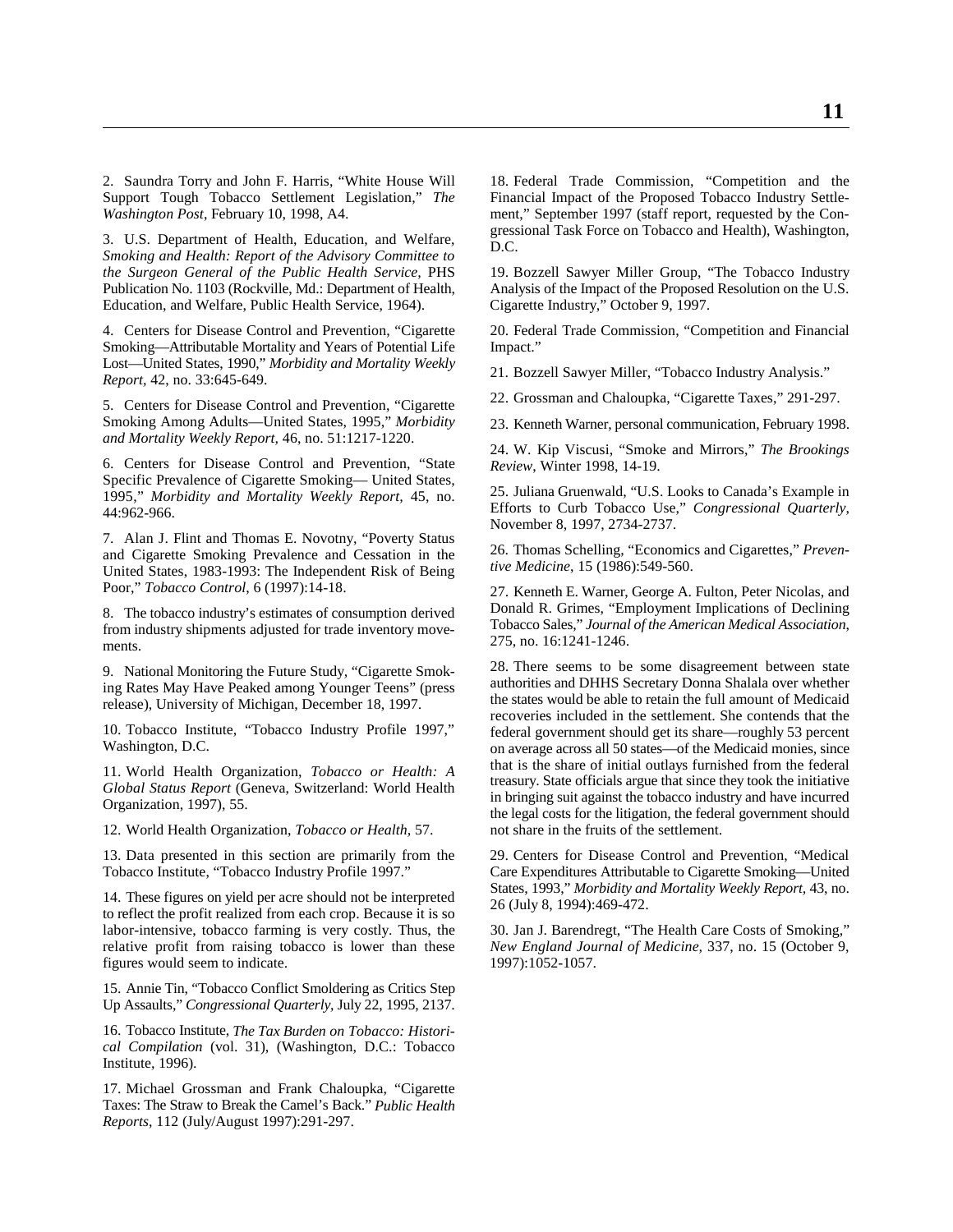2. Saundra Torry and John F. Harris, "White House Will Support Tough Tobacco Settlement Legislation," *The Washington Post*, February 10, 1998, A4.

3. U.S. Department of Health, Education, and Welfare, *Smoking and Health: Report of the Advisory Committee to the Surgeon General of the Public Health Service*, PHS Publication No. 1103 (Rockville, Md.: Department of Health, Education, and Welfare, Public Health Service, 1964).

4. Centers for Disease Control and Prevention, "Cigarette Smoking—Attributable Mortality and Years of Potential Life Lost—United States, 1990," *Morbidity and Mortality Weekly Report*, 42, no. 33:645-649.

5. Centers for Disease Control and Prevention, "Cigarette Smoking Among Adults—United States, 1995," *Morbidity and Mortality Weekly Report*, 46, no. 51:1217-1220.

6. Centers for Disease Control and Prevention, "State Specific Prevalence of Cigarette Smoking— United States, 1995," *Morbidity and Mortality Weekly Report*, 45, no. 44:962-966.

7. Alan J. Flint and Thomas E. Novotny, "Poverty Status and Cigarette Smoking Prevalence and Cessation in the United States, 1983-1993: The Independent Risk of Being Poor," *Tobacco Control*, 6 (1997):14-18.

8. The tobacco industry's estimates of consumption derived from industry shipments adjusted for trade inventory movements.

9. National Monitoring the Future Study, "Cigarette Smoking Rates May Have Peaked among Younger Teens" (press release), University of Michigan, December 18, 1997.

10. Tobacco Institute, "Tobacco Industry Profile 1997," Washington, D.C.

11. World Health Organization, *Tobacco or Health: A Global Status Report* (Geneva, Switzerland: World Health Organization, 1997), 55.

12. World Health Organization, *Tobacco or Health,* 57.

13. Data presented in this section are primarily from the Tobacco Institute, "Tobacco Industry Profile 1997."

14. These figures on yield per acre should not be interpreted to reflect the profit realized from each crop. Because it is so labor-intensive, tobacco farming is very costly. Thus, the relative profit from raising tobacco is lower than these figures would seem to indicate.

15. Annie Tin, "Tobacco Conflict Smoldering as Critics Step Up Assaults," *Congressional Quarterly*, July 22, 1995, 2137.

16. Tobacco Institute, *The Tax Burden on Tobacco: Historical Compilation* (vol. 31), (Washington, D.C.: Tobacco Institute, 1996).

17. Michael Grossman and Frank Chaloupka, "Cigarette Taxes: The Straw to Break the Camel's Back." *Public Health Reports*, 112 (July/August 1997):291-297.

18. Federal Trade Commission, "Competition and the Financial Impact of the Proposed Tobacco Industry Settlement," September 1997 (staff report, requested by the Congressional Task Force on Tobacco and Health), Washington, D.C.

19. Bozzell Sawyer Miller Group, "The Tobacco Industry Analysis of the Impact of the Proposed Resolution on the U.S. Cigarette Industry," October 9, 1997.

20. Federal Trade Commission, "Competition and Financial Impact."

21. Bozzell Sawyer Miller, "Tobacco Industry Analysis."

22. Grossman and Chaloupka, "Cigarette Taxes," 291-297.

23. Kenneth Warner, personal communication, February 1998.

24. W. Kip Viscusi, "Smoke and Mirrors," *The Brookings Review*, Winter 1998, 14-19.

25. Juliana Gruenwald, "U.S. Looks to Canada's Example in Efforts to Curb Tobacco Use," *Congressional Quarterly*, November 8, 1997, 2734-2737.

26. Thomas Schelling, "Economics and Cigarettes," *Preventive Medicine*, 15 (1986):549-560.

27. Kenneth E. Warner, George A. Fulton, Peter Nicolas, and Donald R. Grimes, "Employment Implications of Declining Tobacco Sales," *Journal of the American Medical Association*, 275, no. 16:1241-1246.

28. There seems to be some disagreement between state authorities and DHHS Secretary Donna Shalala over whether the states would be able to retain the full amount of Medicaid recoveries included in the settlement. She contends that the federal government should get its share—roughly 53 percent on average across all 50 states—of the Medicaid monies, since that is the share of initial outlays furnished from the federal treasury. State officials argue that since they took the initiative in bringing suit against the tobacco industry and have incurred the legal costs for the litigation, the federal government should not share in the fruits of the settlement.

29. Centers for Disease Control and Prevention, "Medical Care Expenditures Attributable to Cigarette Smoking—United States, 1993," *Morbidity and Mortality Weekly Report*, 43, no. 26 (July 8, 1994):469-472.

30. Jan J. Barendregt, "The Health Care Costs of Smoking," *New England Journal of Medicine,* 337, no. 15 (October 9, 1997):1052-1057.